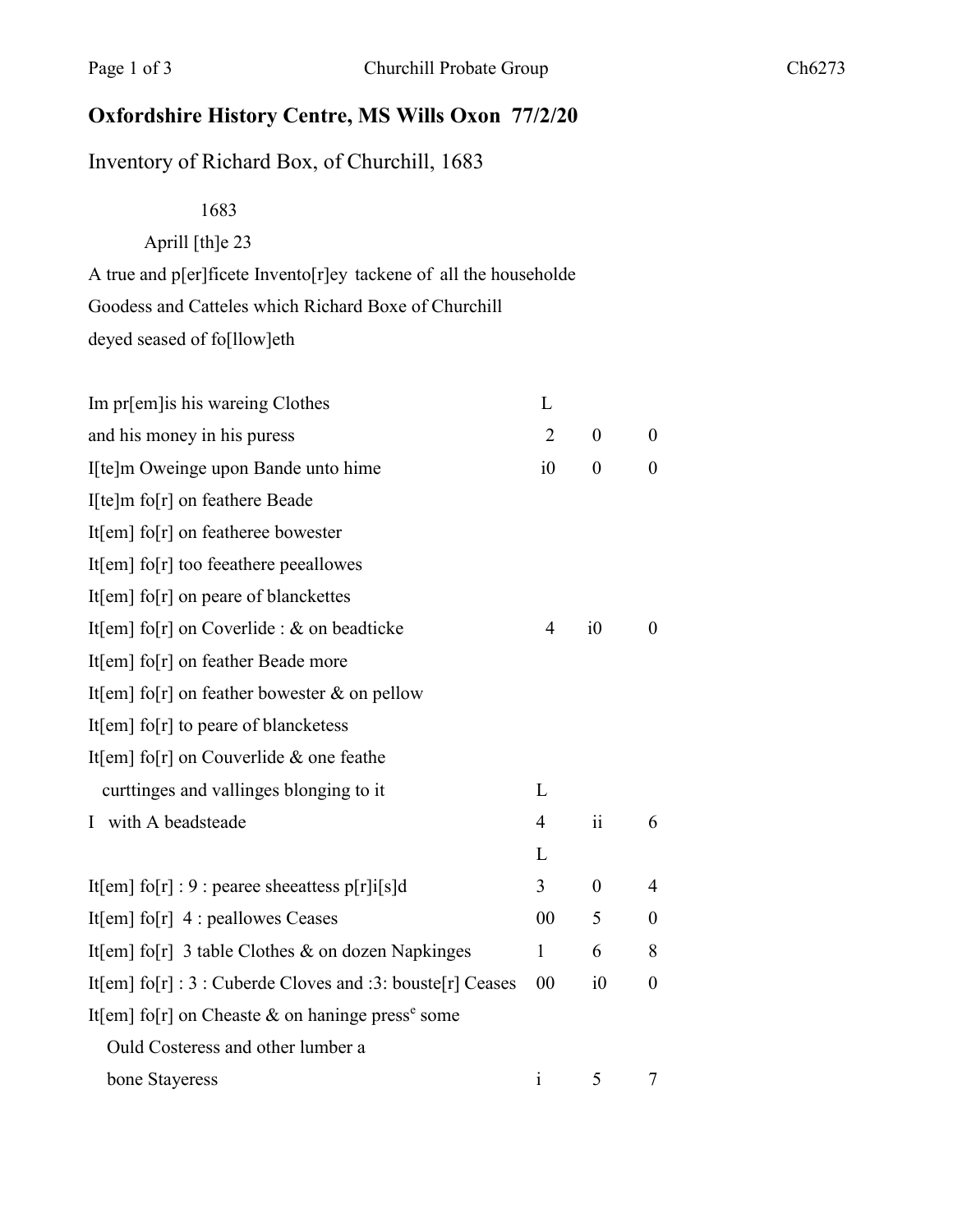# Oxfordshire History Centre, MS Wills Oxon 77/2/20

Inventory of Richard Box, of Churchill, 1683

1683

Aprill [th]e 23

A true and p[er]ficete Invento[r]ey tackene of all the householde
Goodess and Catteles which Richard Boxe of Churchill
deyed seased of fo[llow]eth

| | | | |
|---|---|---|---|
| Im pr[em]is his wareing Clothes | L | | |
| and his money in his puress | 2 | 0 | 0 |
| I[te]m Oweinge upon Bande unto hime | i0 | 0 | 0 |
| I[te]m fo[r] on feathere Beade | | | |
| It[em] fo[r] on featheree bowester | | | |
| It[em] fo[r] too feeathere peeallowes | | | |
| It[em] fo[r] on peare of blanckettes | | | |
| It[em] fo[r] on Coverlide : & on beadticke | 4 | i0 | 0 |
| It[em] fo[r] on feather Beade more | | | |
| It[em] fo[r] on feather bowester & on pellow | | | |
| It[em] fo[r] to peare of blancketess | | | |
| It[em] fo[r] on Couverlide & one feathe | | | |
| curttinges and vallinges blonging to it | L | | |
| I with A beadsteade | 4 | ii | 6 |
| | L | | |
| It[em] fo[r] : 9 : pearee sheeattess p[r]i[s]d | 3 | 0 | 4 |
| It[em] fo[r] 4 : peallowes Ceases | 00 | 5 | 0 |
| It[em] fo[r] 3 table Clothes & on dozen Napkinges | 1 | 6 | 8 |
| It[em] fo[r] : 3 : Cuberde Cloves and :3: bouste[r] Ceases | 00 | i0 | 0 |
| It[em] fo[r] on Cheaste & on haninge press[e] some | | | |
| Ould Costeress and other lumber a | | | |
| bone Stayeress | i | 5 | 7 |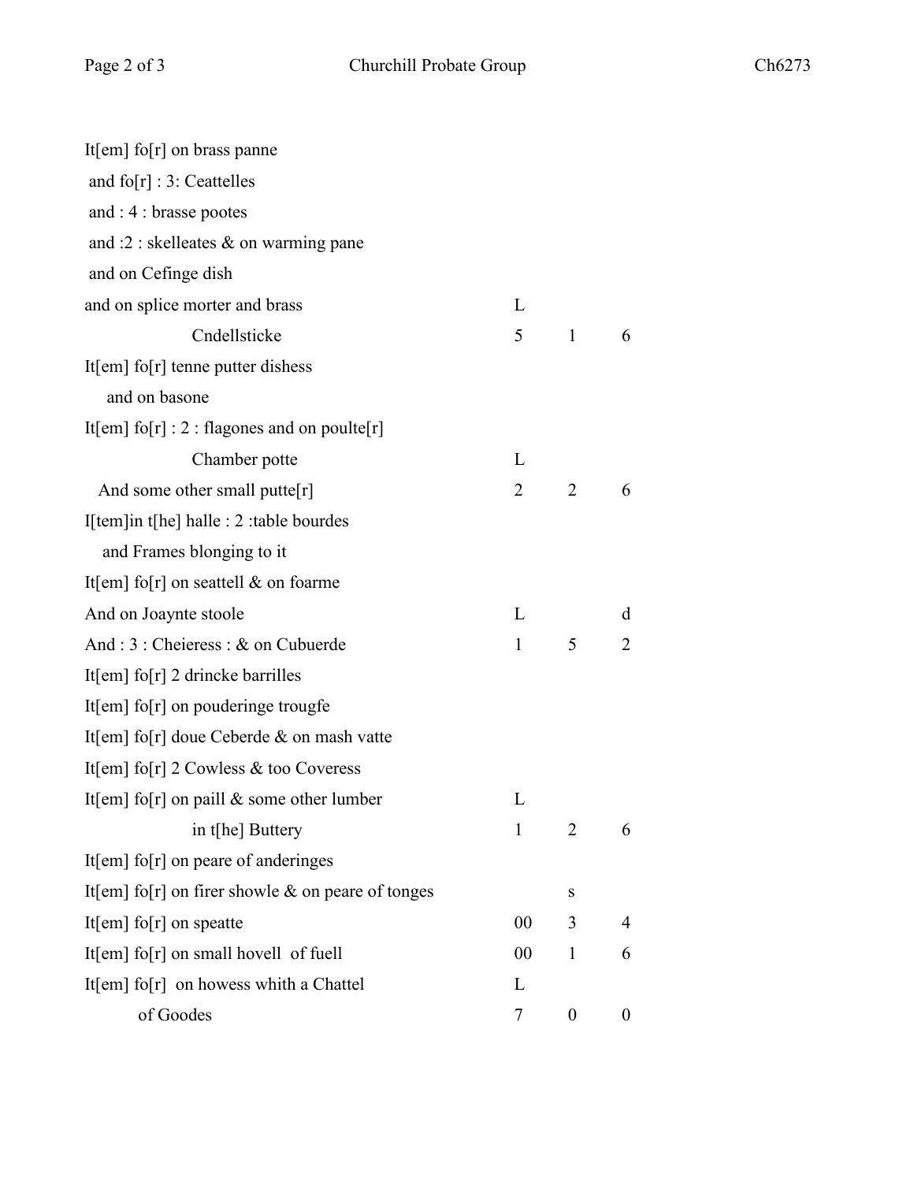| | | | |
|---|---|---|---|
| It[em] fo[r] on brass panne | | | |
| and fo[r] : 3: Ceattelles | | | |
| and : 4 : brasse pootes | | | |
| and :2 : skelleates & on warming pane | | | |
| and on Cefinge dish | | | |
| and on splice morter and brass | L | | |
| Cndellsticke | 5 | 1 | 6 |
| It[em] fo[r] tenne putter dishess | | | |
| and on basone | | | |
| It[em] fo[r] : 2 : flagones and on poulte[r] | | | |
| Chamber potte | L | | |
| And some other small putte[r] | 2 | 2 | 6 |
| I[tem]in t[he] halle : 2 :table bourdes | | | |
| and Frames blonging to it | | | |
| It[em] fo[r] on seattell & on foarme | | | |
| And on Joaynte stoole | L | | d |
| And : 3 : Cheieress : & on Cubuerde | 1 | 5 | 2 |
| It[em] fo[r] 2 drincke barrilles | | | |
| It[em] fo[r] on pouderinge trougfe | | | |
| It[em] fo[r] doue Ceberde & on mash vatte | | | |
| It[em] fo[r] 2 Cowless & too Coveress | | | |
| It[em] fo[r] on paill & some other lumber | L | | |
| in t[he] Buttery | 1 | 2 | 6 |
| It[em] fo[r] on peare of anderinges | | | |
| It[em] fo[r] on firer showle & on peare of tonges | | s | |
| It[em] fo[r] on speatte | 00 | 3 | 4 |
| It[em] fo[r] on small hovell of fuell | 00 | 1 | 6 |
| It[em] fo[r] on howess whith a Chattel | L | | |
| of Goodes | 7 | 0 | 0 |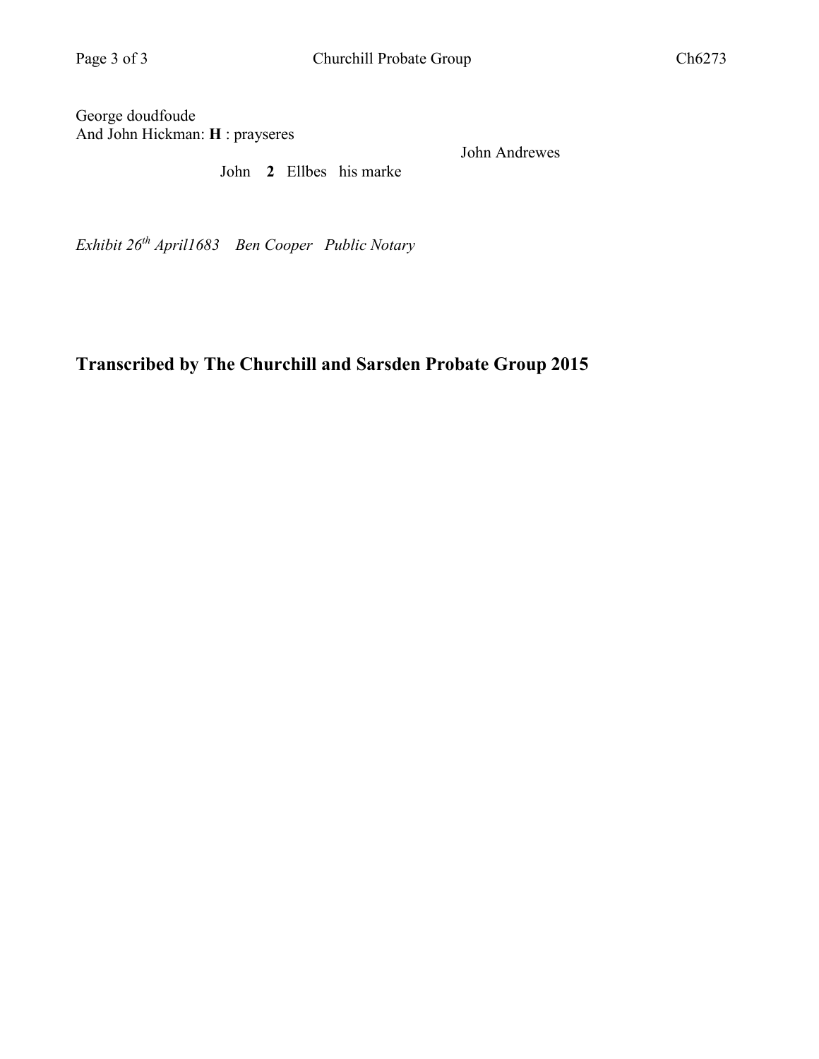George doudfoude
And John Hickman: **H** : prayseres

John Andrewes

John **2** Ellbes his marke

*Exhibit 26th April1683 Ben Cooper Public Notary*

## Transcribed by The Churchill and Sarsden Probate Group 2015